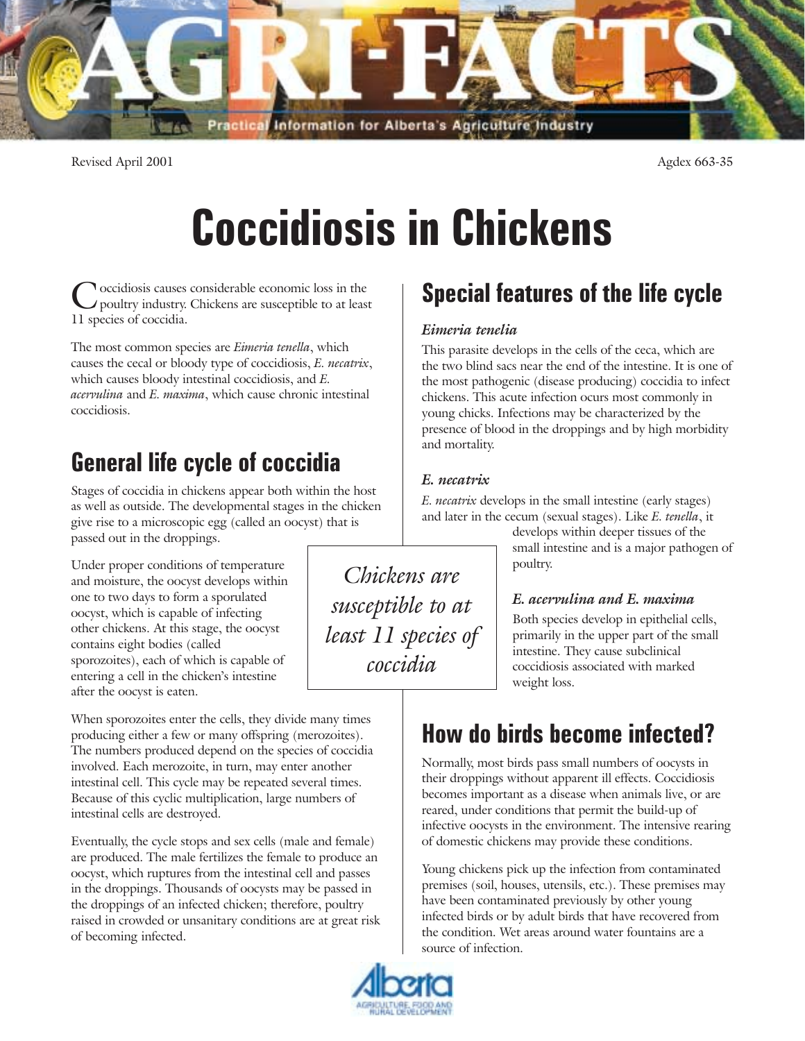Revised April 2001

Agdex 663-35

# Coccidiosis in Chickens

Coccidiosis causes considerable economic loss in the poultry industry. Chickens are susceptible to at least 11 species of coccidia.

The most common species are *Eimeria tenella*, which causes the cecal or bloody type of coccidiosis, *E. necatrix*, which causes bloody intestinal coccidiosis, and *E. acervulina* and *E. maxima*, which cause chronic intestinal coccidiosis.

## General life cycle of coccidia

Stages of coccidia in chickens appear both within the host as well as outside. The developmental stages in the chicken give rise to a microscopic egg (called an oocyst) that is passed out in the droppings.

Under proper conditions of temperature and moisture, the oocyst develops within one to two days to form a sporulated oocyst, which is capable of infecting other chickens. At this stage, the oocyst contains eight bodies (called sporozoites), each of which is capable of entering a cell in the chicken's intestine after the oocyst is eaten.

*Chickens are susceptible to at least 11 species of coccidia*

When sporozoites enter the cells, they divide many times producing either a few or many offspring (merozoites). The numbers produced depend on the species of coccidia involved. Each merozoite, in turn, may enter another intestinal cell. This cycle may be repeated several times. Because of this cyclic multiplication, large numbers of intestinal cells are destroyed.

Eventually, the cycle stops and sex cells (male and female) are produced. The male fertilizes the female to produce an oocyst, which ruptures from the intestinal cell and passes in the droppings. Thousands of oocysts may be passed in the droppings of an infected chicken; therefore, poultry raised in crowded or unsanitary conditions are at great risk of becoming infected.

## Special features of the life cycle

### *Eimeria tenelia*

This parasite develops in the cells of the ceca, which are the two blind sacs near the end of the intestine. It is one of the most pathogenic (disease producing) coccidia to infect chickens. This acute infection ocurs most commonly in young chicks. Infections may be characterized by the presence of blood in the droppings and by high morbidity and mortality.

### *E. necatrix*

*E. necatrix* develops in the small intestine (early stages) and later in the cecum (sexual stages). Like *E. tenella*, it develops within deeper tissues of the small intestine and is a major pathogen of poultry.

### *E. acervulina and E. maxima*

Both species develop in epithelial cells, primarily in the upper part of the small intestine. They cause subclinical coccidiosis associated with marked weight loss.

## How do birds become infected?

Normally, most birds pass small numbers of oocysts in their droppings without apparent ill effects. Coccidiosis becomes important as a disease when animals live, or are reared, under conditions that permit the build-up of infective oocysts in the environment. The intensive rearing of domestic chickens may provide these conditions.

Young chickens pick up the infection from contaminated premises (soil, houses, utensils, etc.). These premises may have been contaminated previously by other young infected birds or by adult birds that have recovered from the condition. Wet areas around water fountains are a source of infection.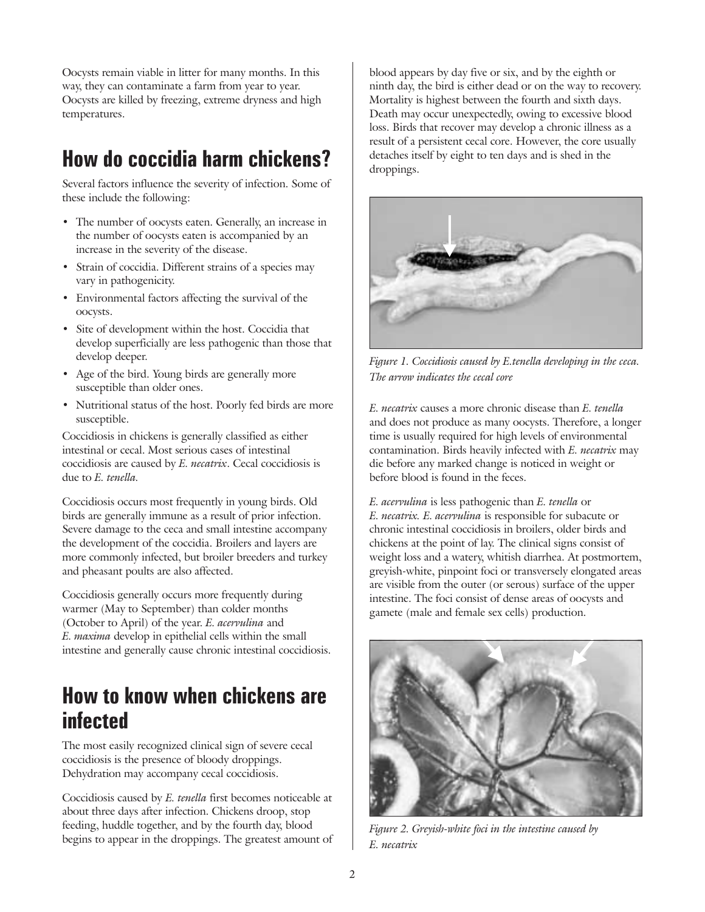Oocysts remain viable in litter for many months. In this way, they can contaminate a farm from year to year. Oocysts are killed by freezing, extreme dryness and high temperatures.

## How do coccidia harm chickens?

Several factors influence the severity of infection. Some of these include the following:

- The number of oocysts eaten. Generally, an increase in the number of oocysts eaten is accompanied by an increase in the severity of the disease.
- Strain of coccidia. Different strains of a species may vary in pathogenicity.
- Environmental factors affecting the survival of the oocysts.
- Site of development within the host. Coccidia that develop superficially are less pathogenic than those that develop deeper.
- Age of the bird. Young birds are generally more susceptible than older ones.
- Nutritional status of the host. Poorly fed birds are more susceptible.

Coccidiosis in chickens is generally classified as either intestinal or cecal. Most serious cases of intestinal coccidiosis are caused by *E. necatrix*. Cecal coccidiosis is due to *E. tenella*.

Coccidiosis occurs most frequently in young birds. Old birds are generally immune as a result of prior infection. Severe damage to the ceca and small intestine accompany the development of the coccidia. Broilers and layers are more commonly infected, but broiler breeders and turkey and pheasant poults are also affected.

Coccidiosis generally occurs more frequently during warmer (May to September) than colder months (October to April) of the year. *E. acervulina* and *E. maxima* develop in epithelial cells within the small intestine and generally cause chronic intestinal coccidiosis.

## How to know when chickens are infected

The most easily recognized clinical sign of severe cecal coccidiosis is the presence of bloody droppings. Dehydration may accompany cecal coccidiosis.

Coccidiosis caused by *E. tenella* first becomes noticeable at about three days after infection. Chickens droop, stop feeding, huddle together, and by the fourth day, blood begins to appear in the droppings. The greatest amount of blood appears by day five or six, and by the eighth or ninth day, the bird is either dead or on the way to recovery. Mortality is highest between the fourth and sixth days. Death may occur unexpectedly, owing to excessive blood loss. Birds that recover may develop a chronic illness as a result of a persistent cecal core. However, the core usually detaches itself by eight to ten days and is shed in the droppings.

*Figure 1. Coccidiosis caused by E.tenella developing in the ceca. The arrow indicates the cecal core*

*E. necatrix* causes a more chronic disease than *E. tenella* and does not produce as many oocysts. Therefore, a longer time is usually required for high levels of environmental contamination. Birds heavily infected with *E. necatrix* may die before any marked change is noticed in weight or before blood is found in the feces.

*E. acervulina* is less pathogenic than *E. tenella* or *E. necatrix*. *E. acervulina* is responsible for subacute or chronic intestinal coccidiosis in broilers, older birds and chickens at the point of lay. The clinical signs consist of weight loss and a watery, whitish diarrhea. At postmortem, greyish-white, pinpoint foci or transversely elongated areas are visible from the outer (or serous) surface of the upper intestine. The foci consist of dense areas of oocysts and gamete (male and female sex cells) production.

*Figure 2. Greyish-white foci in the intestine caused by E. necatrix*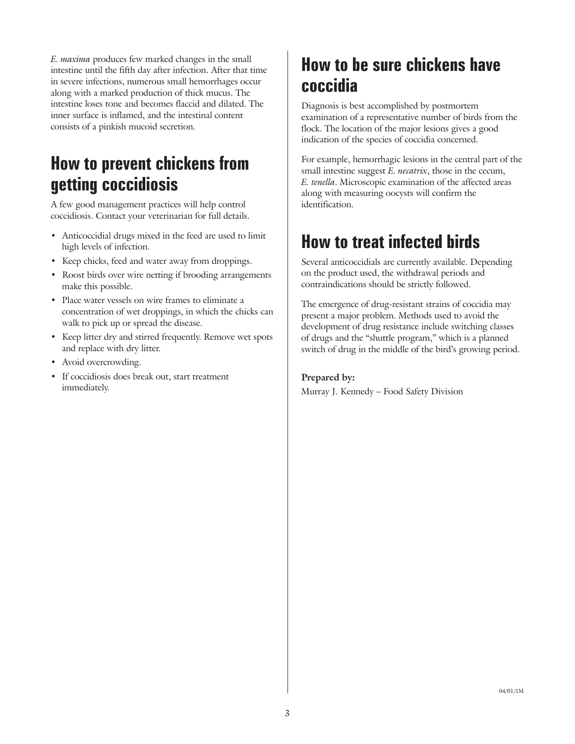*E. maxima* produces few marked changes in the small intestine until the fifth day after infection. After that time in severe infections, numerous small hemorrhages occur along with a marked production of thick mucus. The intestine loses tone and becomes flaccid and dilated. The inner surface is inflamed, and the intestinal content consists of a pinkish mucoid secretion.

## How to prevent chickens from getting coccidiosis

A few good management practices will help control coccidiosis. Contact your veterinarian for full details.

- Anticoccidial drugs mixed in the feed are used to limit high levels of infection.
- Keep chicks, feed and water away from droppings.
- Roost birds over wire netting if brooding arrangements make this possible.
- Place water vessels on wire frames to eliminate a concentration of wet droppings, in which the chicks can walk to pick up or spread the disease.
- Keep litter dry and stirred frequently. Remove wet spots and replace with dry litter.
- Avoid overcrowding.
- If coccidiosis does break out, start treatment immediately.

## How to be sure chickens have coccidia

Diagnosis is best accomplished by postmortem examination of a representative number of birds from the flock. The location of the major lesions gives a good indication of the species of coccidia concerned.

For example, hemorrhagic lesions in the central part of the small intestine suggest *E. necatrix*, those in the cecum, *E. tenella*. Microscopic examination of the affected areas along with measuring oocysts will confirm the identification.

## How to treat infected birds

Several anticoccidials are currently available. Depending on the product used, the withdrawal periods and contraindications should be strictly followed.

The emergence of drug-resistant strains of coccidia may present a major problem. Methods used to avoid the development of drug resistance include switching classes of drugs and the "shuttle program," which is a planned switch of drug in the middle of the bird's growing period.

**Prepared by:**
Murray J. Kennedy – Food Safety Division

04/01/1M